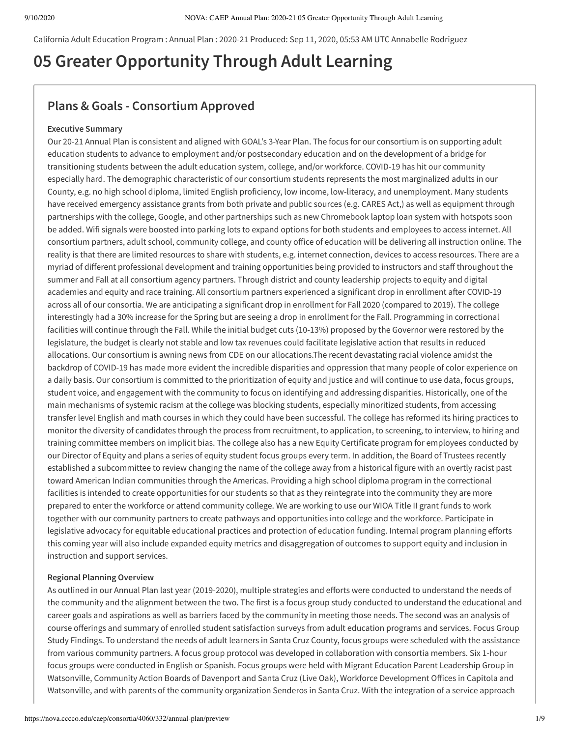California Adult Education Program : Annual Plan : 2020-21 Produced: Sep 11, 2020, 05:53 AM UTC Annabelle Rodriguez

# 05 Greater Opportunity Through Adult Learning

## Plans & Goals - Consortium Approved

**Executive Summary**

Our 20-21 Annual Plan is consistent and aligned with GOAL's 3-Year Plan. The focus for our consortium is on supporting adult education students to advance to employment and/or postsecondary education and on the development of a bridge for transitioning students between the adult education system, college, and/or workforce. COVID-19 has hit our community especially hard. The demographic characteristic of our consortium students represents the most marginalized adults in our County, e.g. no high school diploma, limited English proficiency, low income, low-literacy, and unemployment. Many students have received emergency assistance grants from both private and public sources (e.g. CARES Act,) as well as equipment through partnerships with the college, Google, and other partnerships such as new Chromebook laptop loan system with hotspots soon be added. Wifi signals were boosted into parking lots to expand options for both students and employees to access internet. All consortium partners, adult school, community college, and county office of education will be delivering all instruction online. The reality is that there are limited resources to share with students, e.g. internet connection, devices to access resources. There are a myriad of different professional development and training opportunities being provided to instructors and staff throughout the summer and Fall at all consortium agency partners. Through district and county leadership projects to equity and digital academies and equity and race training. All consortium partners experienced a significant drop in enrollment after COVID-19 across all of our consortia. We are anticipating a significant drop in enrollment for Fall 2020 (compared to 2019). The college interestingly had a 30% increase for the Spring but are seeing a drop in enrollment for the Fall. Programming in correctional facilities will continue through the Fall. While the initial budget cuts (10-13%) proposed by the Governor were restored by the legislature, the budget is clearly not stable and low tax revenues could facilitate legislative action that results in reduced allocations. Our consortium is awning news from CDE on our allocations.The recent devastating racial violence amidst the backdrop of COVID-19 has made more evident the incredible disparities and oppression that many people of color experience on a daily basis. Our consortium is committed to the prioritization of equity and justice and will continue to use data, focus groups, student voice, and engagement with the community to focus on identifying and addressing disparities. Historically, one of the main mechanisms of systemic racism at the college was blocking students, especially minoritized students, from accessing transfer level English and math courses in which they could have been successful. The college has reformed its hiring practices to monitor the diversity of candidates through the process from recruitment, to application, to screening, to interview, to hiring and training committee members on implicit bias. The college also has a new Equity Certificate program for employees conducted by our Director of Equity and plans a series of equity student focus groups every term. In addition, the Board of Trustees recently established a subcommittee to review changing the name of the college away from a historical figure with an overtly racist past toward American Indian communities through the Americas. Providing a high school diploma program in the correctional facilities is intended to create opportunities for our students so that as they reintegrate into the community they are more prepared to enter the workforce or attend community college. We are working to use our WIOA Title II grant funds to work together with our community partners to create pathways and opportunities into college and the workforce. Participate in legislative advocacy for equitable educational practices and protection of education funding. Internal program planning efforts this coming year will also include expanded equity metrics and disaggregation of outcomes to support equity and inclusion in instruction and support services.

**Regional Planning Overview**

As outlined in our Annual Plan last year (2019-2020), multiple strategies and efforts were conducted to understand the needs of the community and the alignment between the two. The first is a focus group study conducted to understand the educational and career goals and aspirations as well as barriers faced by the community in meeting those needs. The second was an analysis of course offerings and summary of enrolled student satisfaction surveys from adult education programs and services. Focus Group Study Findings. To understand the needs of adult learners in Santa Cruz County, focus groups were scheduled with the assistance from various community partners. A focus group protocol was developed in collaboration with consortia members. Six 1-hour focus groups were conducted in English or Spanish. Focus groups were held with Migrant Education Parent Leadership Group in Watsonville, Community Action Boards of Davenport and Santa Cruz (Live Oak), Workforce Development Offices in Capitola and Watsonville, and with parents of the community organization Senderos in Santa Cruz. With the integration of a service approach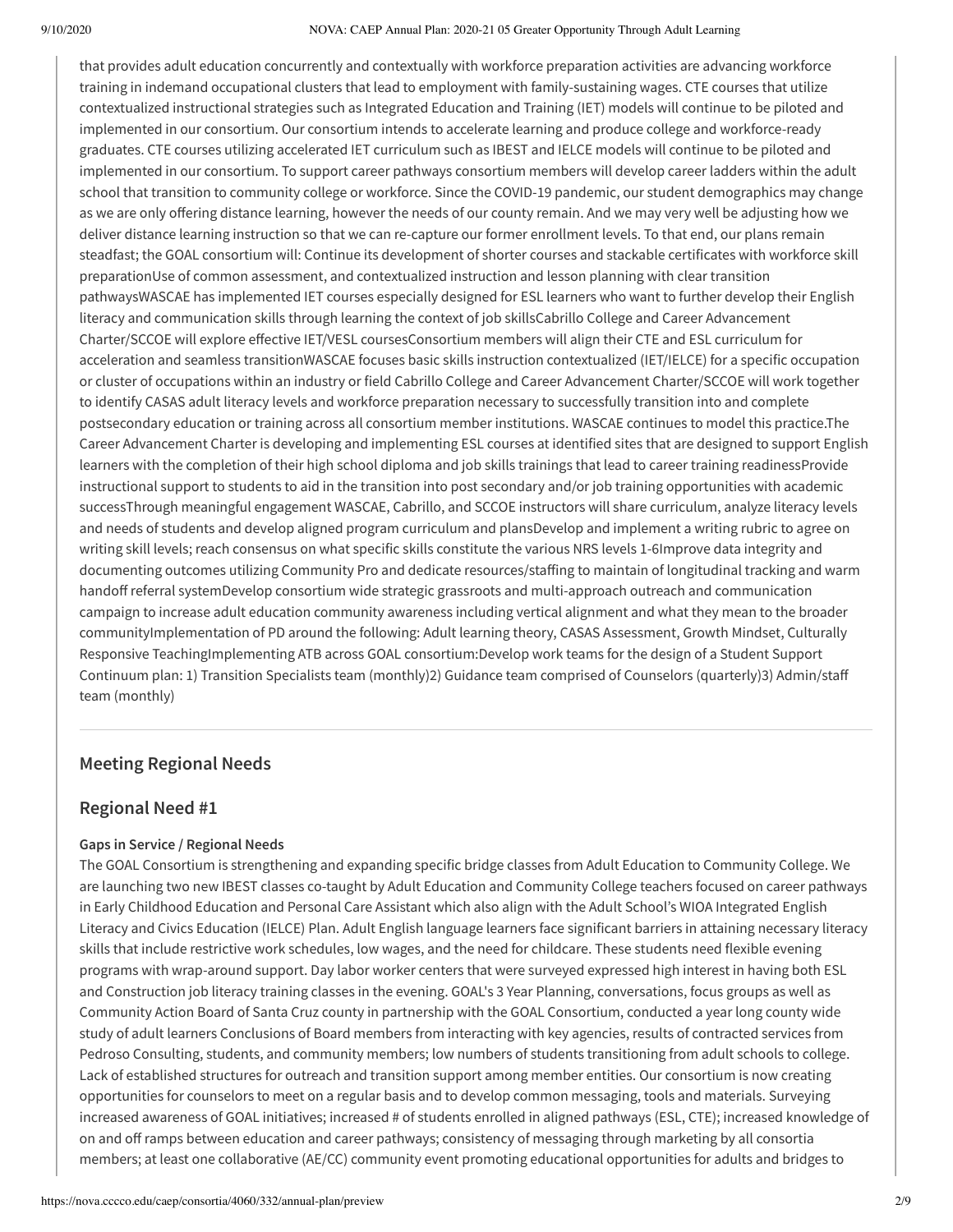that provides adult education concurrently and contextually with workforce preparation activities are advancing workforce training in indemand occupational clusters that lead to employment with family-sustaining wages. CTE courses that utilize contextualized instructional strategies such as Integrated Education and Training (IET) models will continue to be piloted and implemented in our consortium. Our consortium intends to accelerate learning and produce college and workforce-ready graduates. CTE courses utilizing accelerated IET curriculum such as IBEST and IELCE models will continue to be piloted and implemented in our consortium. To support career pathways consortium members will develop career ladders within the adult school that transition to community college or workforce. Since the COVID-19 pandemic, our student demographics may change as we are only offering distance learning, however the needs of our county remain. And we may very well be adjusting how we deliver distance learning instruction so that we can re-capture our former enrollment levels. To that end, our plans remain steadfast; the GOAL consortium will: Continue its development of shorter courses and stackable certificates with workforce skill preparationUse of common assessment, and contextualized instruction and lesson planning with clear transition pathwaysWASCAE has implemented IET courses especially designed for ESL learners who want to further develop their English literacy and communication skills through learning the context of job skillsCabrillo College and Career Advancement Charter/SCCOE will explore effective IET/VESL coursesConsortium members will align their CTE and ESL curriculum for acceleration and seamless transitionWASCAE focuses basic skills instruction contextualized (IET/IELCE) for a specific occupation or cluster of occupations within an industry or field Cabrillo College and Career Advancement Charter/SCCOE will work together to identify CASAS adult literacy levels and workforce preparation necessary to successfully transition into and complete postsecondary education or training across all consortium member institutions. WASCAE continues to model this practice.The Career Advancement Charter is developing and implementing ESL courses at identified sites that are designed to support English learners with the completion of their high school diploma and job skills trainings that lead to career training readinessProvide instructional support to students to aid in the transition into post secondary and/or job training opportunities with academic successThrough meaningful engagement WASCAE, Cabrillo, and SCCOE instructors will share curriculum, analyze literacy levels and needs of students and develop aligned program curriculum and plansDevelop and implement a writing rubric to agree on writing skill levels; reach consensus on what specific skills constitute the various NRS levels 1-6Improve data integrity and documenting outcomes utilizing Community Pro and dedicate resources/staffing to maintain of longitudinal tracking and warm handoff referral systemDevelop consortium wide strategic grassroots and multi-approach outreach and communication campaign to increase adult education community awareness including vertical alignment and what they mean to the broader communityImplementation of PD around the following: Adult learning theory, CASAS Assessment, Growth Mindset, Culturally Responsive TeachingImplementing ATB across GOAL consortium:Develop work teams for the design of a Student Support Continuum plan: 1) Transition Specialists team (monthly)2) Guidance team comprised of Counselors (quarterly)3) Admin/staff team (monthly)

## Meeting Regional Needs

### Regional Need #1

#### Gaps in Service / Regional Needs

The GOAL Consortium is strengthening and expanding specific bridge classes from Adult Education to Community College. We are launching two new IBEST classes co-taught by Adult Education and Community College teachers focused on career pathways in Early Childhood Education and Personal Care Assistant which also align with the Adult School's WIOA Integrated English Literacy and Civics Education (IELCE) Plan. Adult English language learners face significant barriers in attaining necessary literacy skills that include restrictive work schedules, low wages, and the need for childcare. These students need flexible evening programs with wrap-around support. Day labor worker centers that were surveyed expressed high interest in having both ESL and Construction job literacy training classes in the evening. GOAL's 3 Year Planning, conversations, focus groups as well as Community Action Board of Santa Cruz county in partnership with the GOAL Consortium, conducted a year long county wide study of adult learners Conclusions of Board members from interacting with key agencies, results of contracted services from Pedroso Consulting, students, and community members; low numbers of students transitioning from adult schools to college. Lack of established structures for outreach and transition support among member entities. Our consortium is now creating opportunities for counselors to meet on a regular basis and to develop common messaging, tools and materials. Surveying increased awareness of GOAL initiatives; increased # of students enrolled in aligned pathways (ESL, CTE); increased knowledge of on and off ramps between education and career pathways; consistency of messaging through marketing by all consortia members; at least one collaborative (AE/CC) community event promoting educational opportunities for adults and bridges to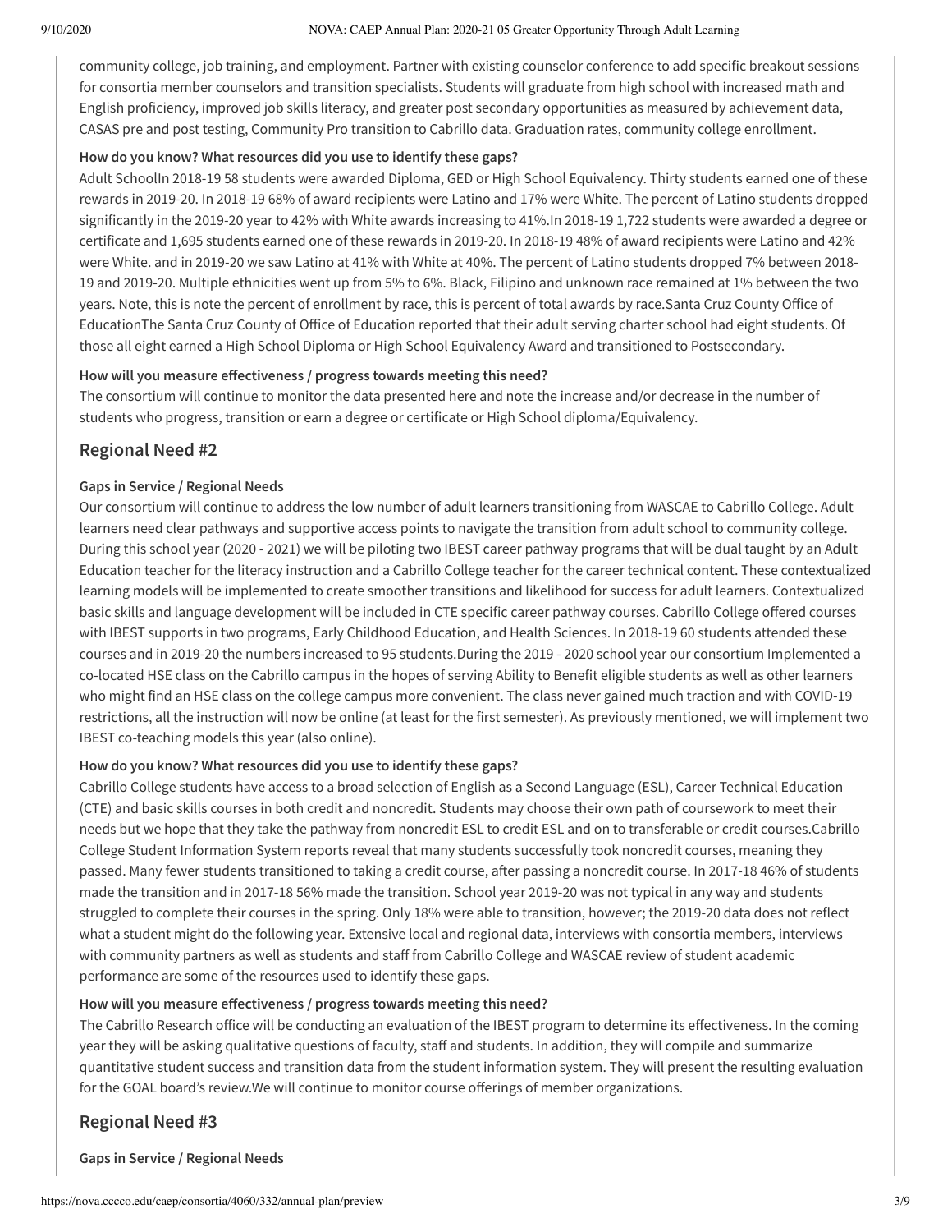community college, job training, and employment. Partner with existing counselor conference to add specific breakout sessions for consortia member counselors and transition specialists. Students will graduate from high school with increased math and English proficiency, improved job skills literacy, and greater post secondary opportunities as measured by achievement data, CASAS pre and post testing, Community Pro transition to Cabrillo data. Graduation rates, community college enrollment.

**How do you know? What resources did you use to identify these gaps?**

Adult SchoolIn 2018-19 58 students were awarded Diploma, GED or High School Equivalency. Thirty students earned one of these rewards in 2019-20. In 2018-19 68% of award recipients were Latino and 17% were White. The percent of Latino students dropped significantly in the 2019-20 year to 42% with White awards increasing to 41%.In 2018-19 1,722 students were awarded a degree or certificate and 1,695 students earned one of these rewards in 2019-20. In 2018-19 48% of award recipients were Latino and 42% were White. and in 2019-20 we saw Latino at 41% with White at 40%. The percent of Latino students dropped 7% between 2018-19 and 2019-20. Multiple ethnicities went up from 5% to 6%. Black, Filipino and unknown race remained at 1% between the two years. Note, this is note the percent of enrollment by race, this is percent of total awards by race.Santa Cruz County Office of EducationThe Santa Cruz County of Office of Education reported that their adult serving charter school had eight students. Of those all eight earned a High School Diploma or High School Equivalency Award and transitioned to Postsecondary.

**How will you measure effectiveness / progress towards meeting this need?**

The consortium will continue to monitor the data presented here and note the increase and/or decrease in the number of students who progress, transition or earn a degree or certificate or High School diploma/Equivalency.

## Regional Need #2

**Gaps in Service / Regional Needs**

Our consortium will continue to address the low number of adult learners transitioning from WASCAE to Cabrillo College. Adult learners need clear pathways and supportive access points to navigate the transition from adult school to community college. During this school year (2020 - 2021) we will be piloting two IBEST career pathway programs that will be dual taught by an Adult Education teacher for the literacy instruction and a Cabrillo College teacher for the career technical content. These contextualized learning models will be implemented to create smoother transitions and likelihood for success for adult learners. Contextualized basic skills and language development will be included in CTE specific career pathway courses. Cabrillo College offered courses with IBEST supports in two programs, Early Childhood Education, and Health Sciences. In 2018-19 60 students attended these courses and in 2019-20 the numbers increased to 95 students.During the 2019 - 2020 school year our consortium Implemented a co-located HSE class on the Cabrillo campus in the hopes of serving Ability to Benefit eligible students as well as other learners who might find an HSE class on the college campus more convenient. The class never gained much traction and with COVID-19 restrictions, all the instruction will now be online (at least for the first semester). As previously mentioned, we will implement two IBEST co-teaching models this year (also online).

**How do you know? What resources did you use to identify these gaps?**

Cabrillo College students have access to a broad selection of English as a Second Language (ESL), Career Technical Education (CTE) and basic skills courses in both credit and noncredit. Students may choose their own path of coursework to meet their needs but we hope that they take the pathway from noncredit ESL to credit ESL and on to transferable or credit courses.Cabrillo College Student Information System reports reveal that many students successfully took noncredit courses, meaning they passed. Many fewer students transitioned to taking a credit course, after passing a noncredit course. In 2017-18 46% of students made the transition and in 2017-18 56% made the transition. School year 2019-20 was not typical in any way and students struggled to complete their courses in the spring. Only 18% were able to transition, however; the 2019-20 data does not reflect what a student might do the following year. Extensive local and regional data, interviews with consortia members, interviews with community partners as well as students and staff from Cabrillo College and WASCAE review of student academic performance are some of the resources used to identify these gaps.

**How will you measure effectiveness / progress towards meeting this need?**

The Cabrillo Research office will be conducting an evaluation of the IBEST program to determine its effectiveness. In the coming year they will be asking qualitative questions of faculty, staff and students. In addition, they will compile and summarize quantitative student success and transition data from the student information system. They will present the resulting evaluation for the GOAL board's review.We will continue to monitor course offerings of member organizations.

## Regional Need #3

**Gaps in Service / Regional Needs**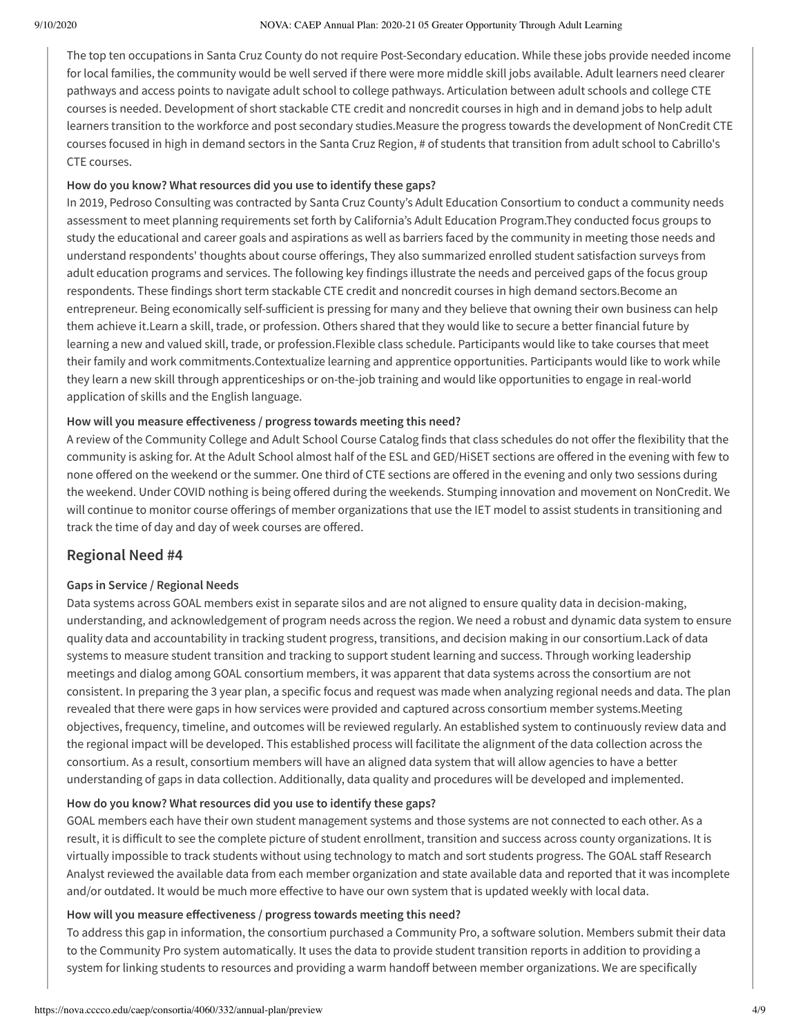The top ten occupations in Santa Cruz County do not require Post-Secondary education. While these jobs provide needed income for local families, the community would be well served if there were more middle skill jobs available. Adult learners need clearer pathways and access points to navigate adult school to college pathways. Articulation between adult schools and college CTE courses is needed. Development of short stackable CTE credit and noncredit courses in high and in demand jobs to help adult learners transition to the workforce and post secondary studies.Measure the progress towards the development of NonCredit CTE courses focused in high in demand sectors in the Santa Cruz Region, # of students that transition from adult school to Cabrillo's CTE courses.

**How do you know? What resources did you use to identify these gaps?**

In 2019, Pedroso Consulting was contracted by Santa Cruz County's Adult Education Consortium to conduct a community needs assessment to meet planning requirements set forth by California's Adult Education Program.They conducted focus groups to study the educational and career goals and aspirations as well as barriers faced by the community in meeting those needs and understand respondents' thoughts about course offerings, They also summarized enrolled student satisfaction surveys from adult education programs and services. The following key findings illustrate the needs and perceived gaps of the focus group respondents. These findings short term stackable CTE credit and noncredit courses in high demand sectors.Become an entrepreneur. Being economically self-sufficient is pressing for many and they believe that owning their own business can help them achieve it.Learn a skill, trade, or profession. Others shared that they would like to secure a better financial future by learning a new and valued skill, trade, or profession.Flexible class schedule. Participants would like to take courses that meet their family and work commitments.Contextualize learning and apprentice opportunities. Participants would like to work while they learn a new skill through apprenticeships or on-the-job training and would like opportunities to engage in real-world application of skills and the English language.

**How will you measure effectiveness / progress towards meeting this need?**

A review of the Community College and Adult School Course Catalog finds that class schedules do not offer the flexibility that the community is asking for. At the Adult School almost half of the ESL and GED/HiSET sections are offered in the evening with few to none offered on the weekend or the summer. One third of CTE sections are offered in the evening and only two sessions during the weekend. Under COVID nothing is being offered during the weekends. Stumping innovation and movement on NonCredit. We will continue to monitor course offerings of member organizations that use the IET model to assist students in transitioning and track the time of day and day of week courses are offered.

## Regional Need #4

**Gaps in Service / Regional Needs**

Data systems across GOAL members exist in separate silos and are not aligned to ensure quality data in decision-making, understanding, and acknowledgement of program needs across the region. We need a robust and dynamic data system to ensure quality data and accountability in tracking student progress, transitions, and decision making in our consortium.Lack of data systems to measure student transition and tracking to support student learning and success. Through working leadership meetings and dialog among GOAL consortium members, it was apparent that data systems across the consortium are not consistent. In preparing the 3 year plan, a specific focus and request was made when analyzing regional needs and data. The plan revealed that there were gaps in how services were provided and captured across consortium member systems.Meeting objectives, frequency, timeline, and outcomes will be reviewed regularly. An established system to continuously review data and the regional impact will be developed. This established process will facilitate the alignment of the data collection across the consortium. As a result, consortium members will have an aligned data system that will allow agencies to have a better understanding of gaps in data collection. Additionally, data quality and procedures will be developed and implemented.

**How do you know? What resources did you use to identify these gaps?**

GOAL members each have their own student management systems and those systems are not connected to each other. As a result, it is difficult to see the complete picture of student enrollment, transition and success across county organizations. It is virtually impossible to track students without using technology to match and sort students progress. The GOAL staff Research Analyst reviewed the available data from each member organization and state available data and reported that it was incomplete and/or outdated. It would be much more effective to have our own system that is updated weekly with local data.

**How will you measure effectiveness / progress towards meeting this need?**

To address this gap in information, the consortium purchased a Community Pro, a software solution. Members submit their data to the Community Pro system automatically. It uses the data to provide student transition reports in addition to providing a system for linking students to resources and providing a warm handoff between member organizations. We are specifically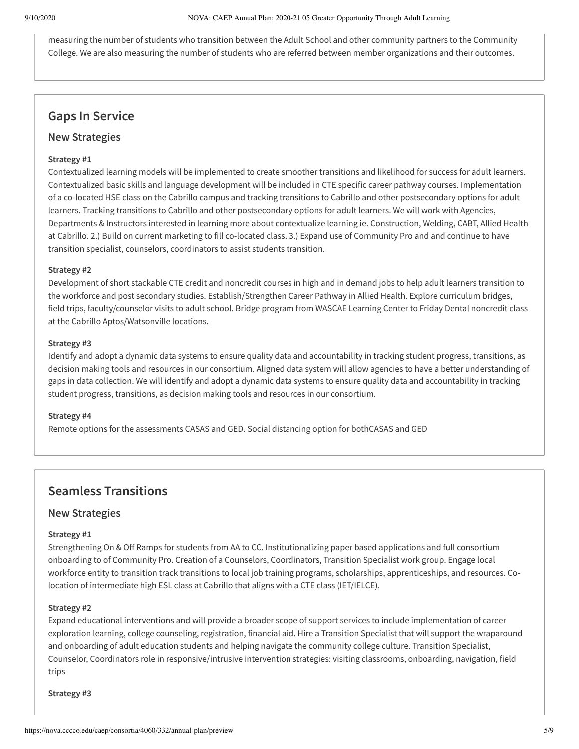measuring the number of students who transition between the Adult School and other community partners to the Community College. We are also measuring the number of students who are referred between member organizations and their outcomes.

## Gaps In Service

### New Strategies

**Strategy #1**

Contextualized learning models will be implemented to create smoother transitions and likelihood for success for adult learners. Contextualized basic skills and language development will be included in CTE specific career pathway courses. Implementation of a co-located HSE class on the Cabrillo campus and tracking transitions to Cabrillo and other postsecondary options for adult learners. Tracking transitions to Cabrillo and other postsecondary options for adult learners. We will work with Agencies, Departments & Instructors interested in learning more about contextualize learning ie. Construction, Welding, CABT, Allied Health at Cabrillo. 2.) Build on current marketing to fill co-located class. 3.) Expand use of Community Pro and and continue to have transition specialist, counselors, coordinators to assist students transition.

**Strategy #2**

Development of short stackable CTE credit and noncredit courses in high and in demand jobs to help adult learners transition to the workforce and post secondary studies. Establish/Strengthen Career Pathway in Allied Health. Explore curriculum bridges, field trips, faculty/counselor visits to adult school. Bridge program from WASCAE Learning Center to Friday Dental noncredit class at the Cabrillo Aptos/Watsonville locations.

**Strategy #3**

Identify and adopt a dynamic data systems to ensure quality data and accountability in tracking student progress, transitions, as decision making tools and resources in our consortium. Aligned data system will allow agencies to have a better understanding of gaps in data collection. We will identify and adopt a dynamic data systems to ensure quality data and accountability in tracking student progress, transitions, as decision making tools and resources in our consortium.

**Strategy #4**

Remote options for the assessments CASAS and GED. Social distancing option for bothCASAS and GED

## Seamless Transitions

### New Strategies

**Strategy #1**

Strengthening On & Off Ramps for students from AA to CC. Institutionalizing paper based applications and full consortium onboarding to of Community Pro. Creation of a Counselors, Coordinators, Transition Specialist work group. Engage local workforce entity to transition track transitions to local job training programs, scholarships, apprenticeships, and resources. Co-location of intermediate high ESL class at Cabrillo that aligns with a CTE class (IET/IELCE).

**Strategy #2**

Expand educational interventions and will provide a broader scope of support services to include implementation of career exploration learning, college counseling, registration, financial aid. Hire a Transition Specialist that will support the wraparound and onboarding of adult education students and helping navigate the community college culture. Transition Specialist, Counselor, Coordinators role in responsive/intrusive intervention strategies: visiting classrooms, onboarding, navigation, field trips

**Strategy #3**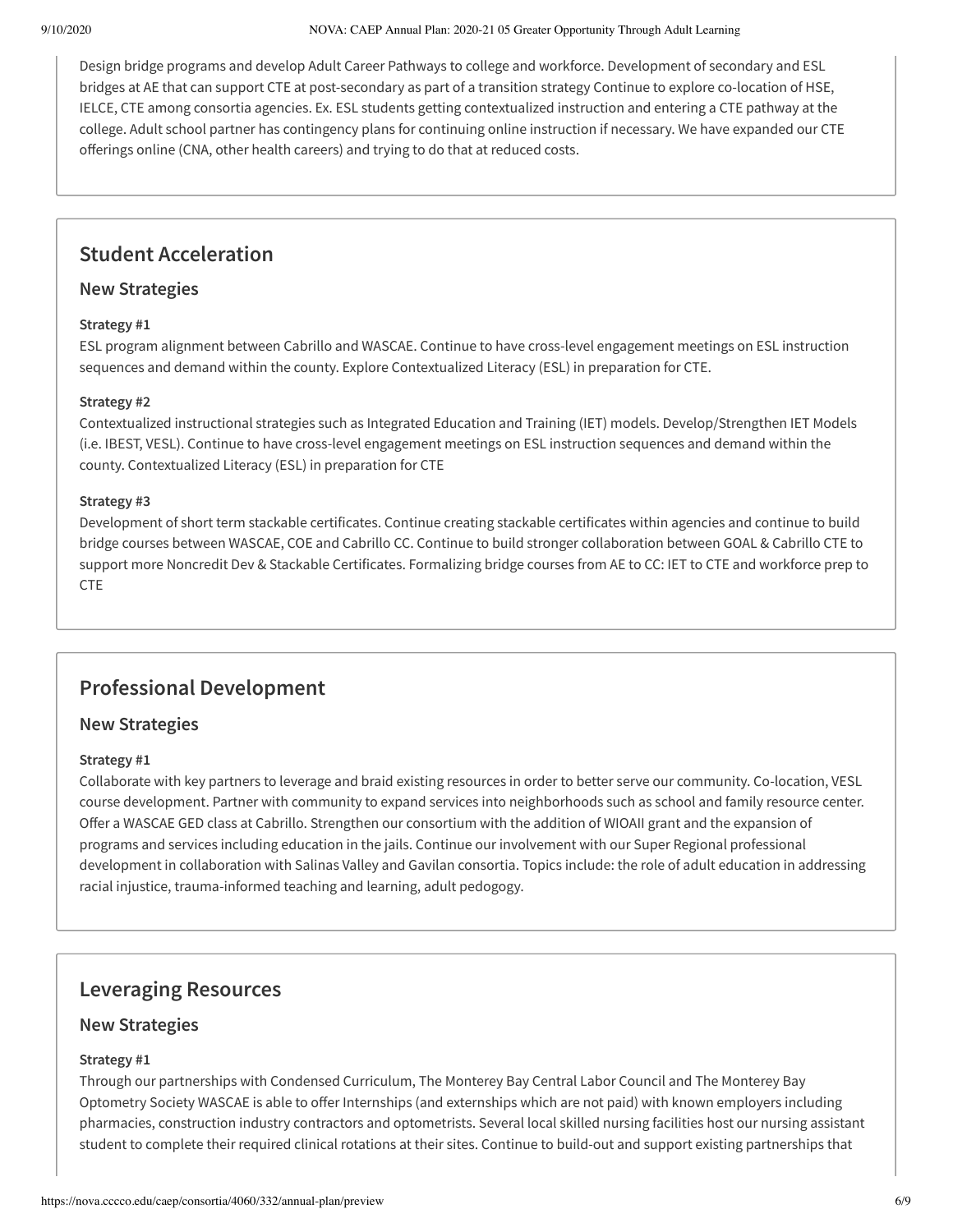Design bridge programs and develop Adult Career Pathways to college and workforce. Development of secondary and ESL bridges at AE that can support CTE at post-secondary as part of a transition strategy Continue to explore co-location of HSE, IELCE, CTE among consortia agencies. Ex. ESL students getting contextualized instruction and entering a CTE pathway at the college. Adult school partner has contingency plans for continuing online instruction if necessary. We have expanded our CTE offerings online (CNA, other health careers) and trying to do that at reduced costs.

## Student Acceleration

### New Strategies

**Strategy #1**

ESL program alignment between Cabrillo and WASCAE. Continue to have cross-level engagement meetings on ESL instruction sequences and demand within the county. Explore Contextualized Literacy (ESL) in preparation for CTE.

**Strategy #2**

Contextualized instructional strategies such as Integrated Education and Training (IET) models. Develop/Strengthen IET Models (i.e. IBEST, VESL). Continue to have cross-level engagement meetings on ESL instruction sequences and demand within the county. Contextualized Literacy (ESL) in preparation for CTE

**Strategy #3**

Development of short term stackable certificates. Continue creating stackable certificates within agencies and continue to build bridge courses between WASCAE, COE and Cabrillo CC. Continue to build stronger collaboration between GOAL & Cabrillo CTE to support more Noncredit Dev & Stackable Certificates. Formalizing bridge courses from AE to CC: IET to CTE and workforce prep to CTE

## Professional Development

### New Strategies

**Strategy #1**

Collaborate with key partners to leverage and braid existing resources in order to better serve our community. Co-location, VESL course development. Partner with community to expand services into neighborhoods such as school and family resource center. Offer a WASCAE GED class at Cabrillo. Strengthen our consortium with the addition of WIOAII grant and the expansion of programs and services including education in the jails. Continue our involvement with our Super Regional professional development in collaboration with Salinas Valley and Gavilan consortia. Topics include: the role of adult education in addressing racial injustice, trauma-informed teaching and learning, adult pedogogy.

## Leveraging Resources

### New Strategies

**Strategy #1**

Through our partnerships with Condensed Curriculum, The Monterey Bay Central Labor Council and The Monterey Bay Optometry Society WASCAE is able to offer Internships (and externships which are not paid) with known employers including pharmacies, construction industry contractors and optometrists. Several local skilled nursing facilities host our nursing assistant student to complete their required clinical rotations at their sites. Continue to build-out and support existing partnerships that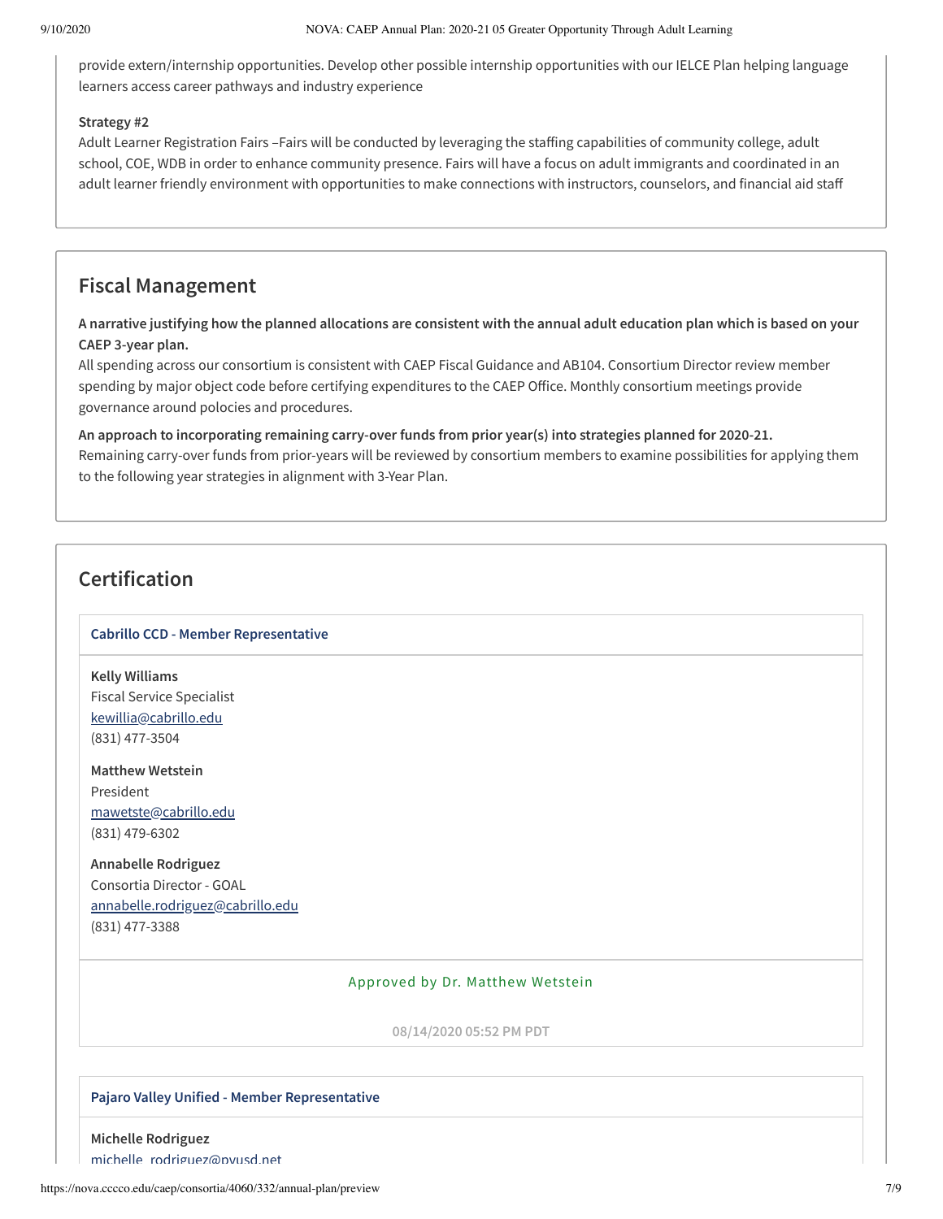provide extern/internship opportunities. Develop other possible internship opportunities with our IELCE Plan helping language learners access career pathways and industry experience

**Strategy #2**

Adult Learner Registration Fairs –Fairs will be conducted by leveraging the staffing capabilities of community college, adult school, COE, WDB in order to enhance community presence. Fairs will have a focus on adult immigrants and coordinated in an adult learner friendly environment with opportunities to make connections with instructors, counselors, and financial aid staff

## Fiscal Management

**A narrative justifying how the planned allocations are consistent with the annual adult education plan which is based on your CAEP 3-year plan.**

All spending across our consortium is consistent with CAEP Fiscal Guidance and AB104. Consortium Director review member spending by major object code before certifying expenditures to the CAEP Office. Monthly consortium meetings provide governance around polocies and procedures.

**An approach to incorporating remaining carry-over funds from prior year(s) into strategies planned for 2020-21.**

Remaining carry-over funds from prior-years will be reviewed by consortium members to examine possibilities for applying them to the following year strategies in alignment with 3-Year Plan.

## Certification

**Cabrillo CCD - Member Representative**

**Kelly Williams**
Fiscal Service Specialist
kewillia@cabrillo.edu
(831) 477-3504

**Matthew Wetstein**
President
mawetste@cabrillo.edu
(831) 479-6302

**Annabelle Rodriguez**
Consortia Director - GOAL
annabelle.rodriguez@cabrillo.edu
(831) 477-3388

Approved by Dr. Matthew Wetstein

**08/14/2020 05:52 PM PDT**

**Pajaro Valley Unified - Member Representative**

**Michelle Rodriguez**
michelle_rodriguez@pvusd.net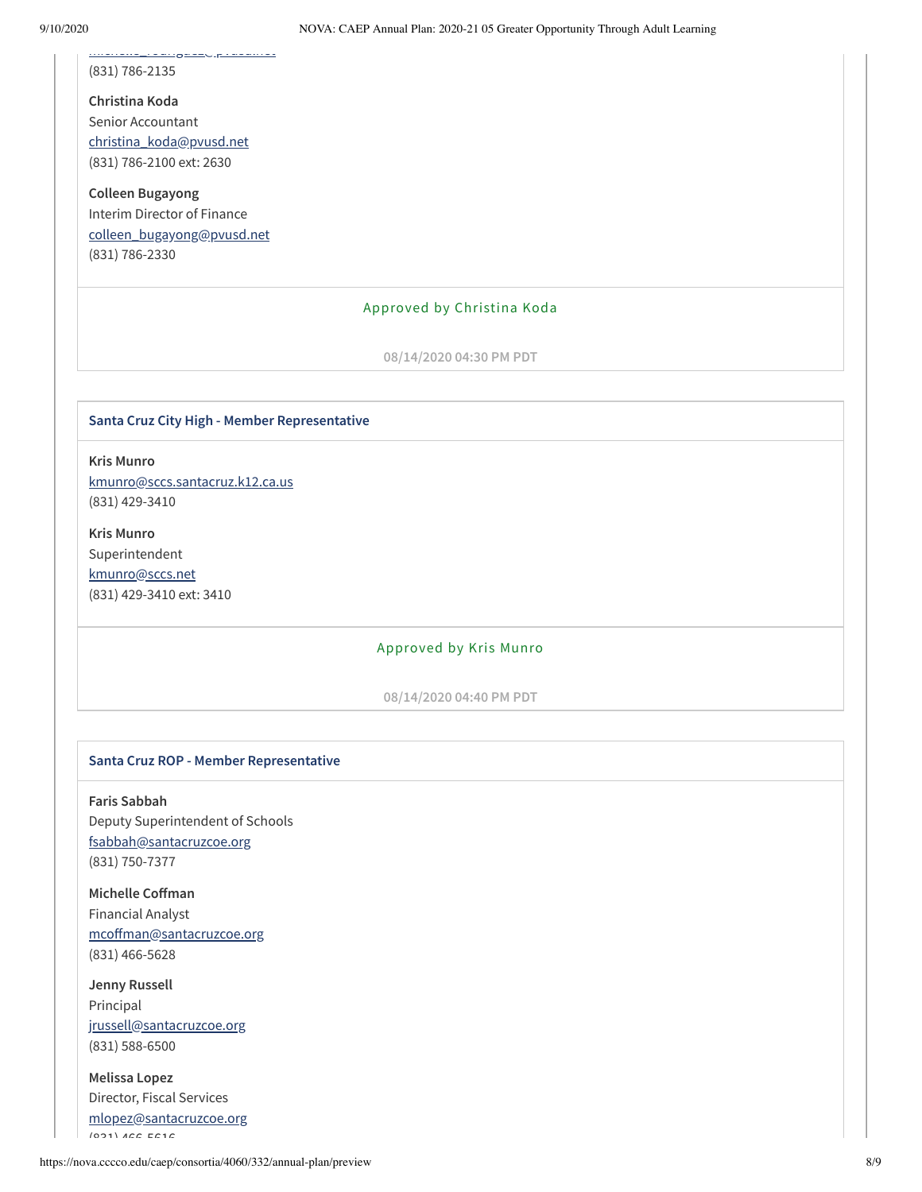(831) 786-2135

**Christina Koda**
Senior Accountant
christina_koda@pvusd.net
(831) 786-2100 ext: 2630

**Colleen Bugayong**
Interim Director of Finance
colleen_bugayong@pvusd.net
(831) 786-2330

Approved by Christina Koda

08/14/2020 04:30 PM PDT

### Santa Cruz City High - Member Representative

**Kris Munro**
kmunro@sccs.santacruz.k12.ca.us
(831) 429-3410

**Kris Munro**
Superintendent
kmunro@sccs.net
(831) 429-3410 ext: 3410

Approved by Kris Munro

08/14/2020 04:40 PM PDT

### Santa Cruz ROP - Member Representative

**Faris Sabbah**
Deputy Superintendent of Schools
fsabbah@santacruzcoe.org
(831) 750-7377

**Michelle Coffman**
Financial Analyst
mcoffman@santacruzcoe.org
(831) 466-5628

**Jenny Russell**
Principal
jrussell@santacruzcoe.org
(831) 588-6500

**Melissa Lopez**
Director, Fiscal Services
mlopez@santacruzcoe.org
(831) 466-5616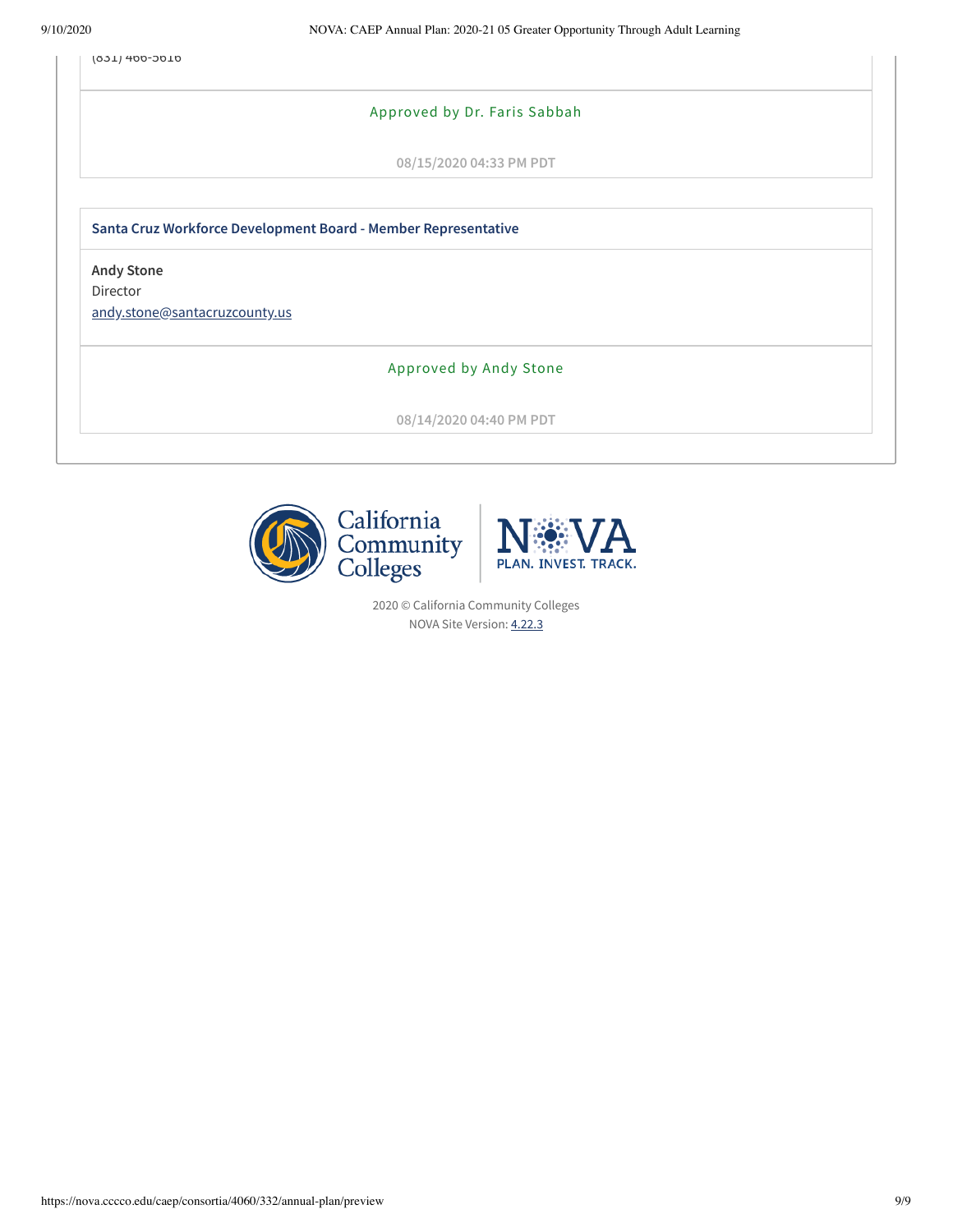(831) 466-5616

Approved by Dr. Faris Sabbah

08/15/2020 04:33 PM PDT

**Santa Cruz Workforce Development Board - Member Representative**

**Andy Stone**
Director
andy.stone@santacruzcounty.us

Approved by Andy Stone

08/14/2020 04:40 PM PDT

California Community Colleges

NOVA PLAN. INVEST. TRACK.

2020 © California Community Colleges
NOVA Site Version: 4.22.3